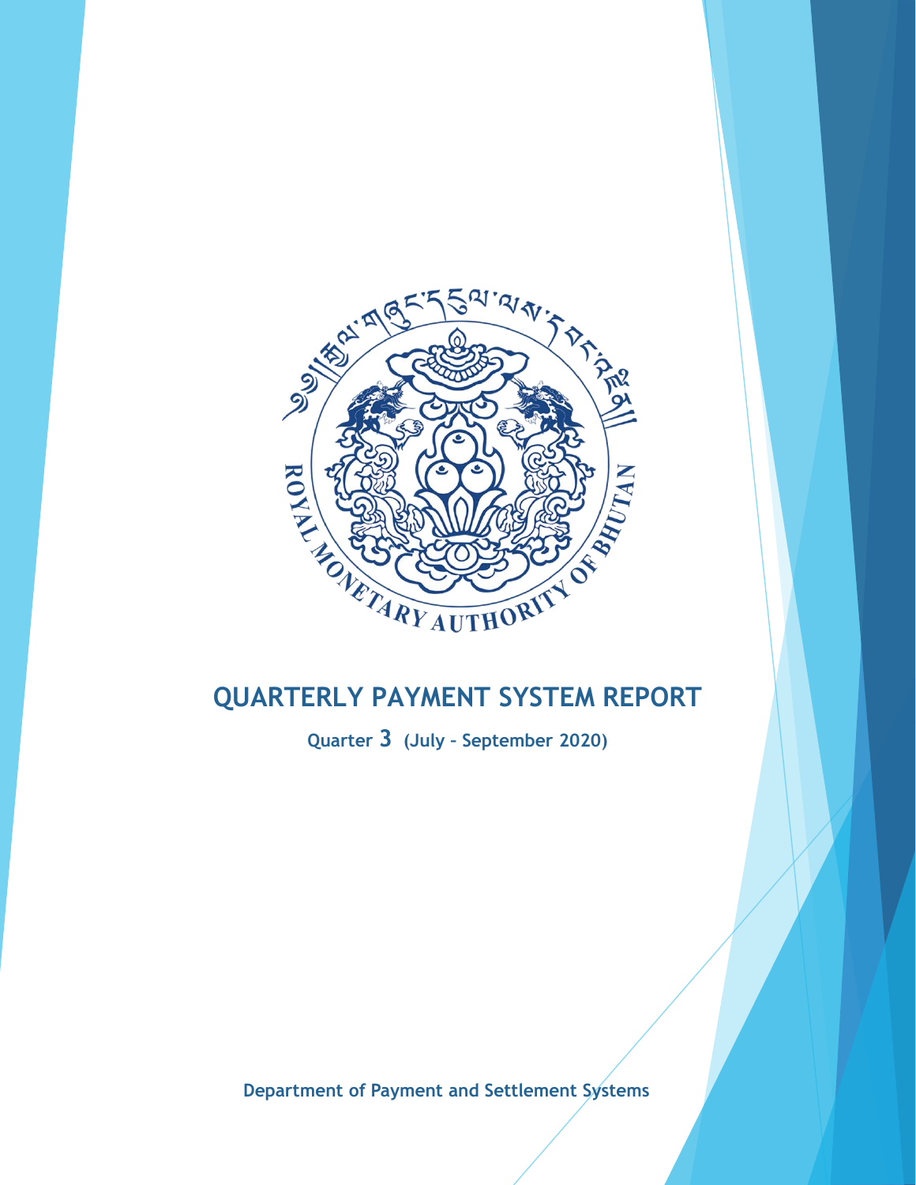# QUARTERLY PAYMENT SYSTEM REPORT

**Quarter 3 (July – September 2020)**

**Department of Payment and Settlement Systems**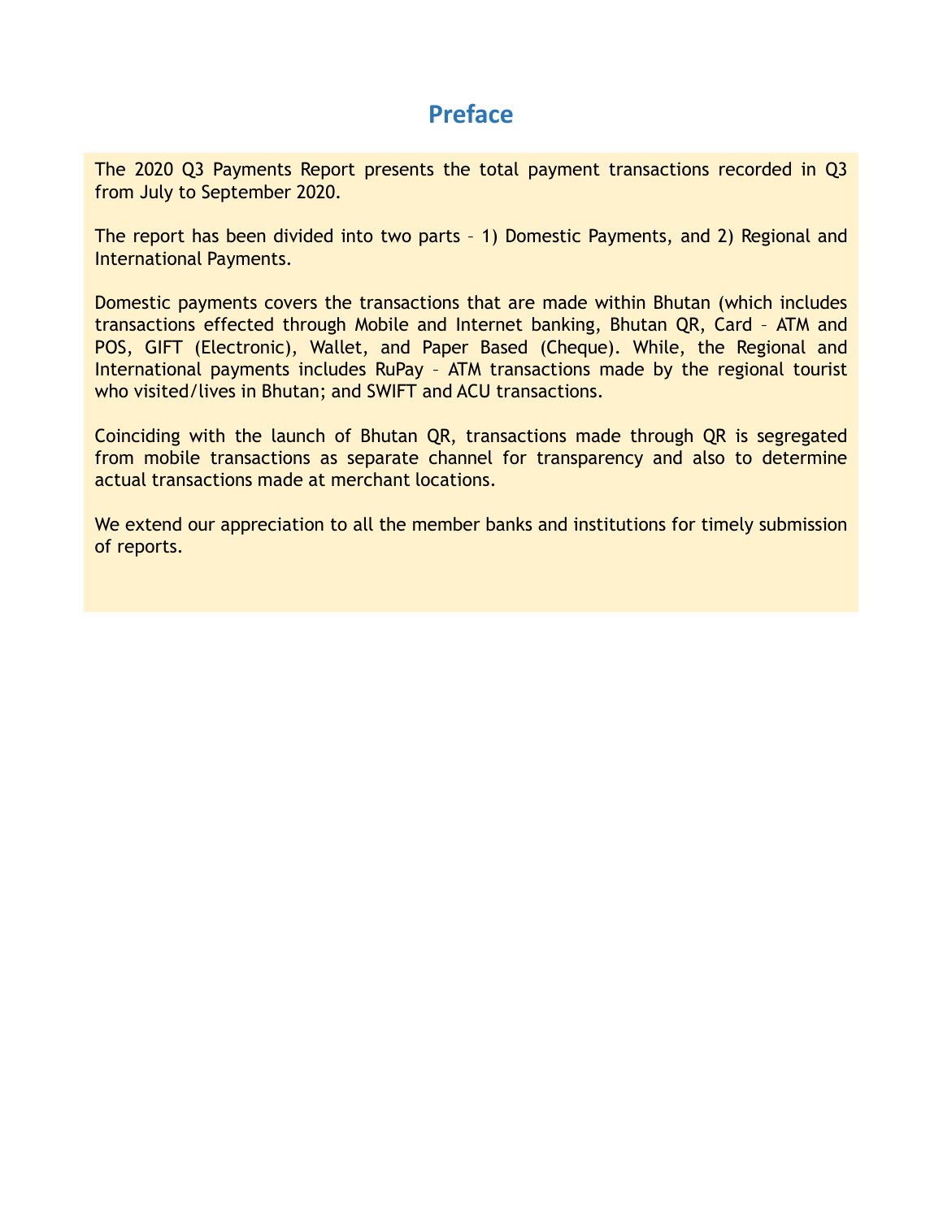# Preface

The 2020 Q3 Payments Report presents the total payment transactions recorded in Q3 from July to September 2020.

The report has been divided into two parts – 1) Domestic Payments, and 2) Regional and International Payments.

Domestic payments covers the transactions that are made within Bhutan (which includes transactions effected through Mobile and Internet banking, Bhutan QR, Card – ATM and POS, GIFT (Electronic), Wallet, and Paper Based (Cheque). While, the Regional and International payments includes RuPay – ATM transactions made by the regional tourist who visited/lives in Bhutan; and SWIFT and ACU transactions.

Coinciding with the launch of Bhutan QR, transactions made through QR is segregated from mobile transactions as separate channel for transparency and also to determine actual transactions made at merchant locations.

We extend our appreciation to all the member banks and institutions for timely submission of reports.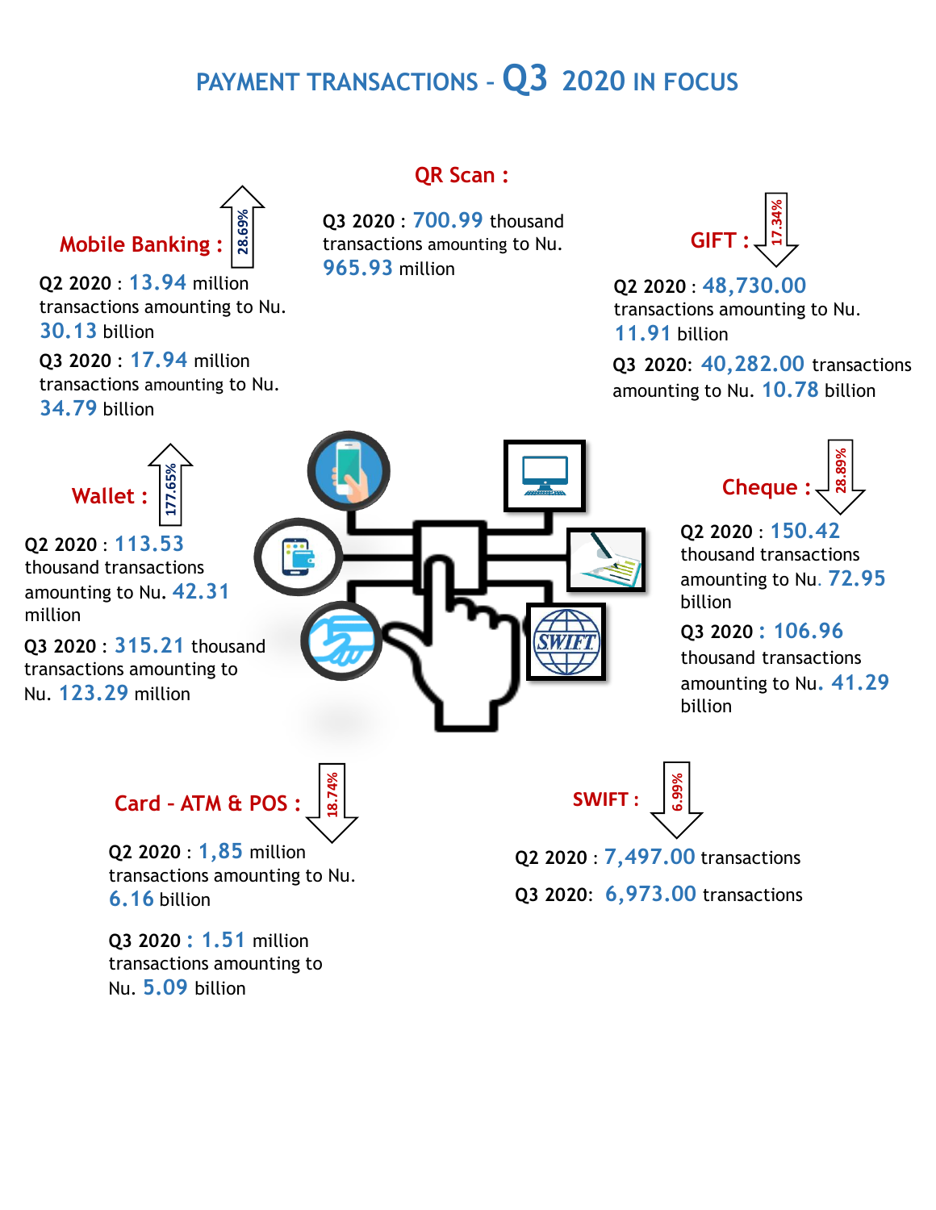# PAYMENT TRANSACTIONS - Q3 2020 IN FOCUS

## Mobile Banking : ↑ 28.69%

Q2 2020 : 13.94 million transactions amounting to Nu. 30.13 billion

Q3 2020 : 17.94 million transactions amounting to Nu. 34.79 billion

## QR Scan :

Q3 2020 : 700.99 thousand transactions amounting to Nu. 965.93 million

## GIFT : ↓ 17.34%

Q2 2020 : 48,730.00 transactions amounting to Nu. 11.91 billion

Q3 2020: 40,282.00 transactions amounting to Nu. 10.78 billion

## Wallet : ↑ 177.65%

Q2 2020 : 113.53 thousand transactions amounting to Nu. 42.31 million

Q3 2020 : 315.21 thousand transactions amounting to Nu. 123.29 million

## Cheque : ↓ 28.89%

Q2 2020 : 150.42 thousand transactions amounting to Nu. 72.95 billion

Q3 2020 : 106.96 thousand transactions amounting to Nu. 41.29 billion

## Card - ATM & POS : ↓ 18.74%

Q2 2020 : 1,85 million transactions amounting to Nu. 6.16 billion

Q3 2020 : 1.51 million transactions amounting to Nu. 5.09 billion

## SWIFT : ↓ 6.99%

Q2 2020 : 7,497.00 transactions

Q3 2020: 6,973.00 transactions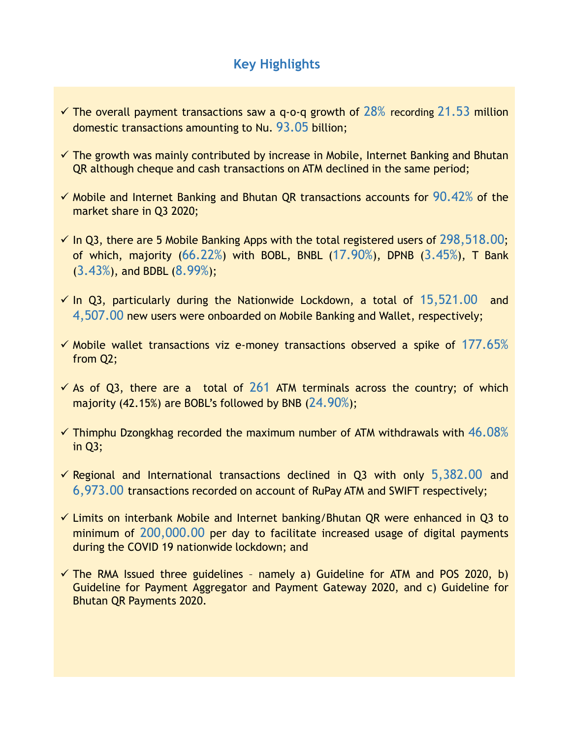## Key Highlights

- ✓ The overall payment transactions saw a q-o-q growth of 28% recording 21.53 million domestic transactions amounting to Nu. 93.05 billion;
- ✓ The growth was mainly contributed by increase in Mobile, Internet Banking and Bhutan QR although cheque and cash transactions on ATM declined in the same period;
- ✓ Mobile and Internet Banking and Bhutan QR transactions accounts for 90.42% of the market share in Q3 2020;
- ✓ In Q3, there are 5 Mobile Banking Apps with the total registered users of 298,518.00; of which, majority (66.22%) with BOBL, BNBL (17.90%), DPNB (3.45%), T Bank (3.43%), and BDBL (8.99%);
- ✓ In Q3, particularly during the Nationwide Lockdown, a total of 15,521.00 and 4,507.00 new users were onboarded on Mobile Banking and Wallet, respectively;
- ✓ Mobile wallet transactions viz e-money transactions observed a spike of 177.65% from Q2;
- ✓ As of Q3, there are a total of 261 ATM terminals across the country; of which majority (42.15%) are BOBL's followed by BNB (24.90%);
- ✓ Thimphu Dzongkhag recorded the maximum number of ATM withdrawals with 46.08% in Q3;
- ✓ Regional and International transactions declined in Q3 with only 5,382.00 and 6,973.00 transactions recorded on account of RuPay ATM and SWIFT respectively;
- ✓ Limits on interbank Mobile and Internet banking/Bhutan QR were enhanced in Q3 to minimum of 200,000.00 per day to facilitate increased usage of digital payments during the COVID 19 nationwide lockdown; and
- ✓ The RMA Issued three guidelines – namely a) Guideline for ATM and POS 2020, b) Guideline for Payment Aggregator and Payment Gateway 2020, and c) Guideline for Bhutan QR Payments 2020.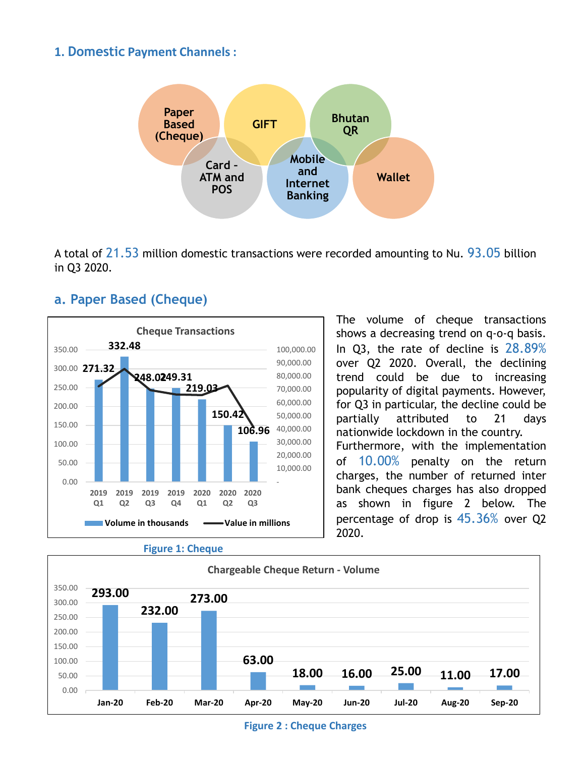## 1. Domestic Payment Channels :

Paper Based (Cheque), GIFT, Bhutan QR, Card - ATM and POS, Mobile and Internet Banking, Wallet

A total of 21.53 million domestic transactions were recorded amounting to Nu. 93.05 billion in Q3 2020.

### a. Paper Based (Cheque)

**Cheque Transactions**

| | 2019 Q1 | 2019 Q2 | 2019 Q3 | 2019 Q4 | 2020 Q1 | 2020 Q2 | 2020 Q3 |
|---|---|---|---|---|---|---|---|
| Volume in thousands | 271.32 | 332.48 | 248.02 | 249.31 | 219.03 | 150.42 | 106.96 |

Figure 1: Cheque

The volume of cheque transactions shows a decreasing trend on q-o-q basis. In Q3, the rate of decline is 28.89% over Q2 2020. Overall, the declining trend could be due to increasing popularity of digital payments. However, for Q3 in particular, the decline could be partially attributed to 21 days nationwide lockdown in the country. Furthermore, with the implementation of 10.00% penalty on the return charges, the number of returned inter bank cheques charges has also dropped as shown in figure 2 below. The percentage of drop is 45.36% over Q2 2020.

**Chargeable Cheque Return - Volume**

| Jan-20 | Feb-20 | Mar-20 | Apr-20 | May-20 | Jun-20 | Jul-20 | Aug-20 | Sep-20 |
|---|---|---|---|---|---|---|---|---|
| 293.00 | 232.00 | 273.00 | 63.00 | 18.00 | 16.00 | 25.00 | 11.00 | 17.00 |

Figure 2 : Cheque Charges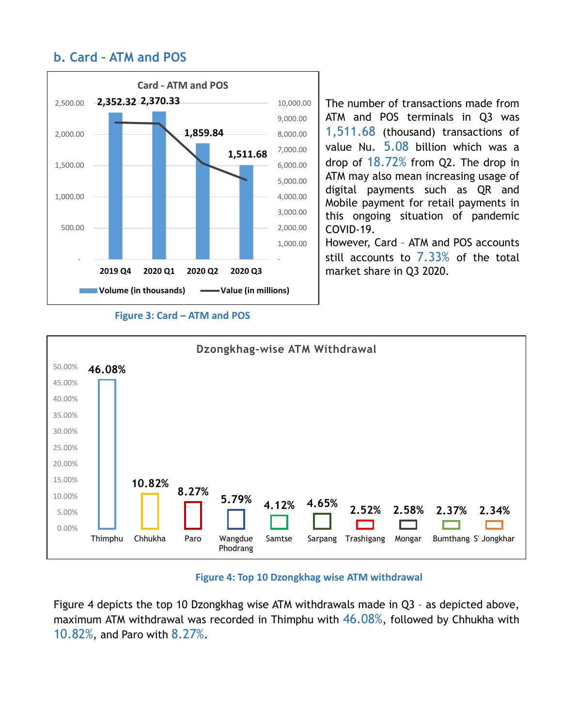## b. Card – ATM and POS

**Card - ATM and POS**

| | 2019 Q4 | 2020 Q1 | 2020 Q2 | 2020 Q3 |
|---|---|---|---|---|
| Volume (in thousands) | 2,352.32 | 2,370.33 | 1,859.84 | 1,511.68 |

Figure 3: Card – ATM and POS

The number of transactions made from ATM and POS terminals in Q3 was 1,511.68 (thousand) transactions of value Nu. 5.08 billion which was a drop of 18.72% from Q2. The drop in ATM may also mean increasing usage of digital payments such as QR and Mobile payment for retail payments in this ongoing situation of pandemic COVID-19.

However, Card – ATM and POS accounts still accounts to 7.33% of the total market share in Q3 2020.

**Dzongkhag-wise ATM Withdrawal**

| Dzongkhag | ATM Withdrawal |
|---|---|
| Thimphu | 46.08% |
| Chhukha | 10.82% |
| Paro | 8.27% |
| Wangdue Phodrang | 5.79% |
| Samtse | 4.12% |
| Sarpang | 4.65% |
| Trashigang | 2.52% |
| Mongar | 2.58% |
| Bumthang | 2.37% |
| S' Jongkhar | 2.34% |

Figure 4: Top 10 Dzongkhag wise ATM withdrawal

Figure 4 depicts the top 10 Dzongkhag wise ATM withdrawals made in Q3 – as depicted above, maximum ATM withdrawal was recorded in Thimphu with 46.08%, followed by Chhukha with 10.82%, and Paro with 8.27%.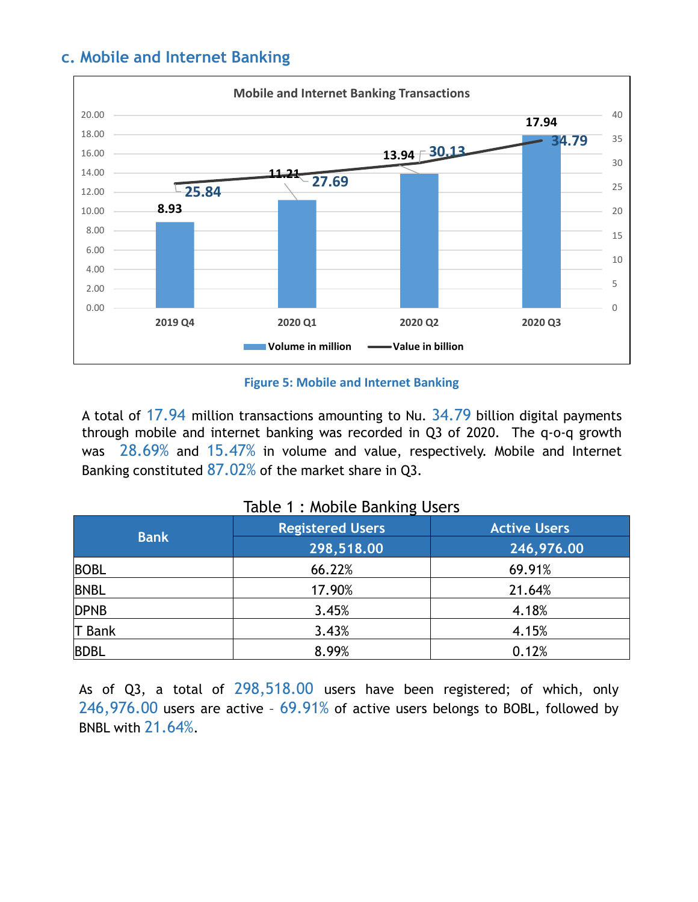## c. Mobile and Internet Banking

Figure 5: Mobile and Internet Banking

A total of 17.94 million transactions amounting to Nu. 34.79 billion digital payments through mobile and internet banking was recorded in Q3 of 2020. The q-o-q growth was 28.69% and 15.47% in volume and value, respectively. Mobile and Internet Banking constituted 87.02% of the market share in Q3.

Table 1 : Mobile Banking Users

| Bank | Registered Users | Active Users |
|---|---|---|
| | 298,518.00 | 246,976.00 |
| BOBL | 66.22% | 69.91% |
| BNBL | 17.90% | 21.64% |
| DPNB | 3.45% | 4.18% |
| T Bank | 3.43% | 4.15% |
| BDBL | 8.99% | 0.12% |

As of Q3, a total of 298,518.00 users have been registered; of which, only 246,976.00 users are active – 69.91% of active users belongs to BOBL, followed by BNBL with 21.64%.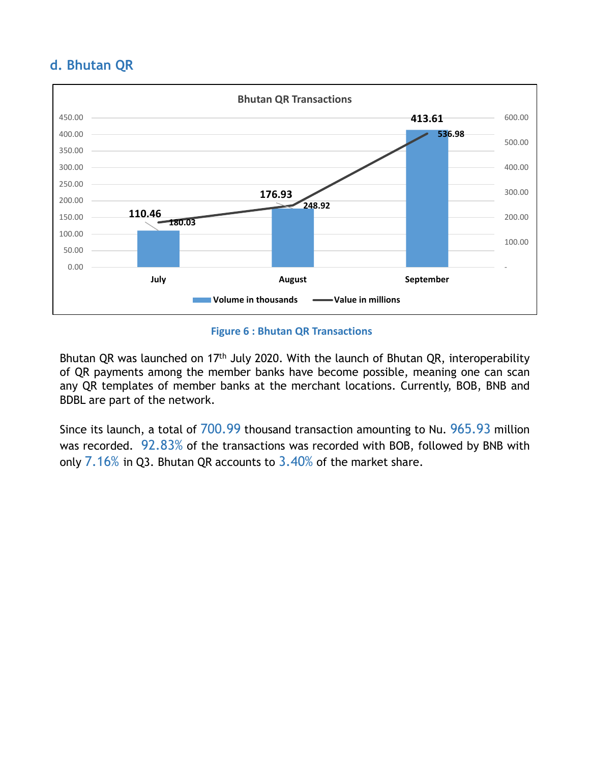## d. Bhutan QR

**Bhutan QR Transactions**

| Month | Volume in thousands | Value in millions |
|---|---|---|
| July | 110.46 | 180.03 |
| August | 176.93 | 248.92 |
| September | 413.61 | 536.98 |

**Figure 6 : Bhutan QR Transactions**

Bhutan QR was launched on 17th July 2020. With the launch of Bhutan QR, interoperability of QR payments among the member banks have become possible, meaning one can scan any QR templates of member banks at the merchant locations. Currently, BOB, BNB and BDBL are part of the network.

Since its launch, a total of 700.99 thousand transaction amounting to Nu. 965.93 million was recorded. 92.83% of the transactions was recorded with BOB, followed by BNB with only 7.16% in Q3. Bhutan QR accounts to 3.40% of the market share.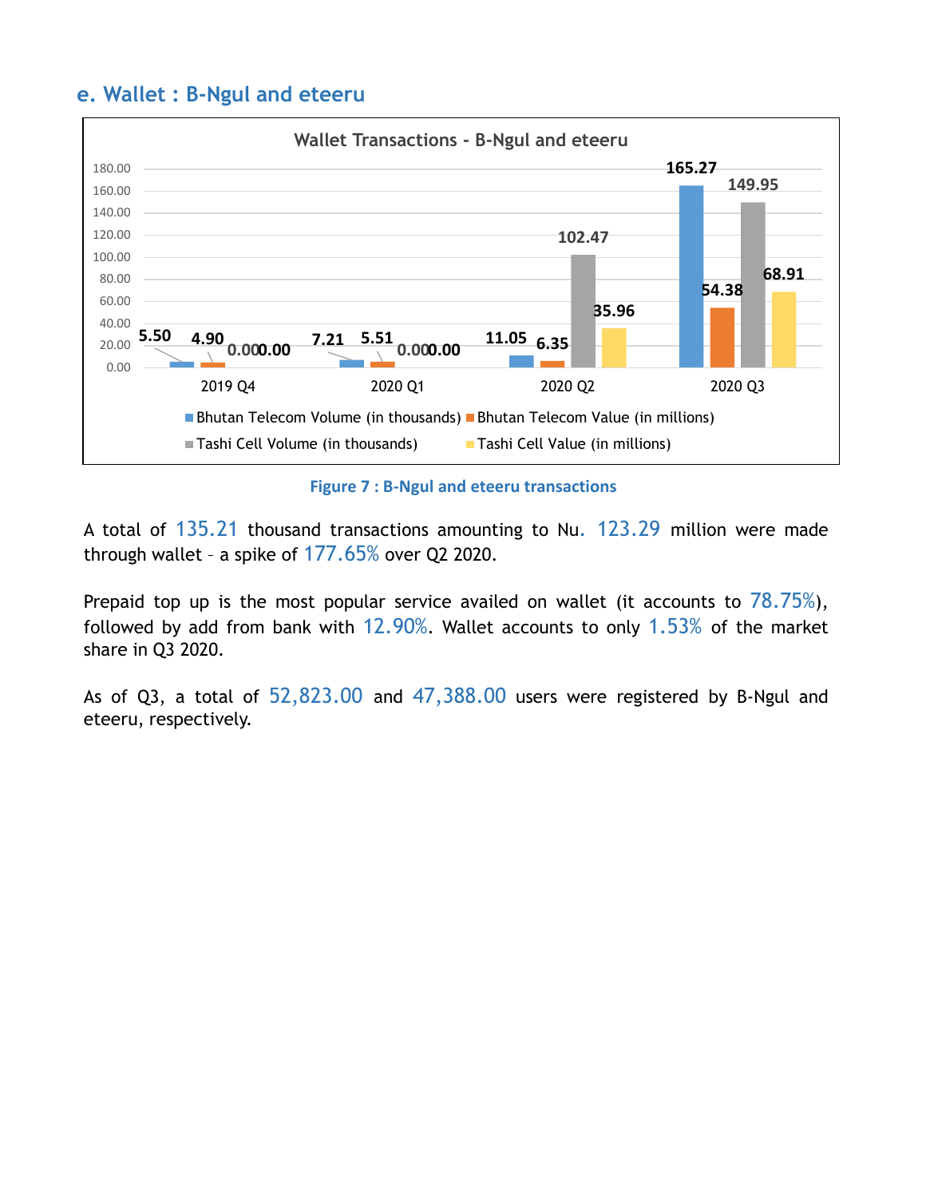## e. Wallet : B-Ngul and eteeru

Wallet Transactions - B-Ngul and eteeru

| | 2019 Q4 | 2020 Q1 | 2020 Q2 | 2020 Q3 |
|---|---|---|---|---|
| Bhutan Telecom Volume (in thousands) | 5.50 | 7.21 | 11.05 | 165.27 |
| Bhutan Telecom Value (in millions) | 4.90 | 5.51 | 6.35 | 54.38 |
| Tashi Cell Volume (in thousands) | 0.00 | 0.00 | 102.47 | 149.95 |
| Tashi Cell Value (in millions) | 0.00 | 0.00 | 35.96 | 68.91 |

**Figure 7 : B-Ngul and eteeru transactions**

A total of 135.21 thousand transactions amounting to Nu. 123.29 million were made through wallet – a spike of 177.65% over Q2 2020.

Prepaid top up is the most popular service availed on wallet (it accounts to 78.75%), followed by add from bank with 12.90%. Wallet accounts to only 1.53% of the market share in Q3 2020.

As of Q3, a total of 52,823.00 and 47,388.00 users were registered by B-Ngul and eteeru, respectively.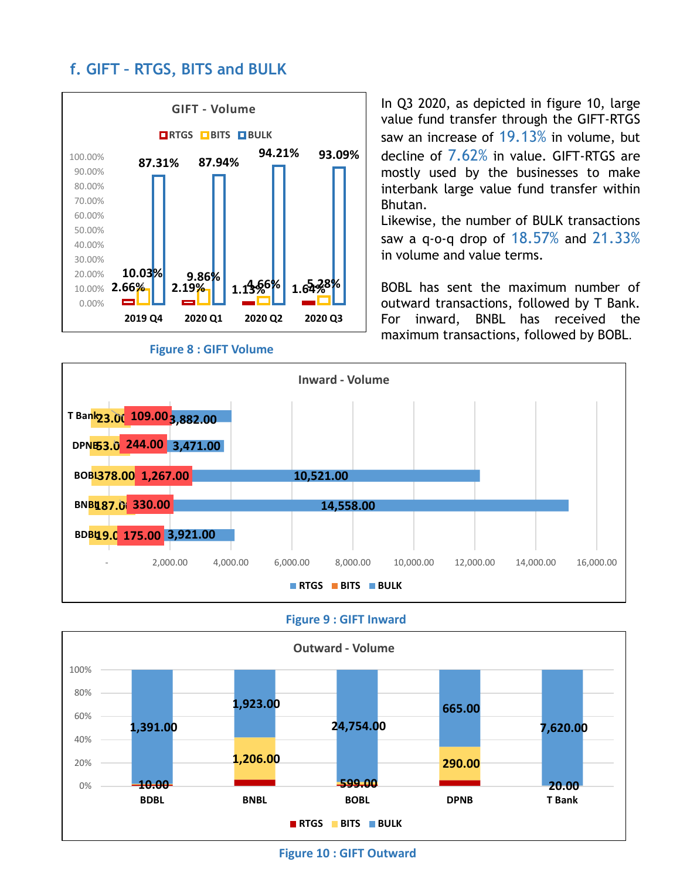## f. GIFT – RTGS, BITS and BULK

**GIFT - Volume**

| | RTGS | BITS | BULK |
|---|---|---|---|
| 2019 Q4 | 2.66% | 10.03% | 87.31% |
| 2020 Q1 | 2.19% | 9.86% | 87.94% |
| 2020 Q2 | 1.13% | 4.66% | 94.21% |
| 2020 Q3 | 1.64% | 5.28% | 93.09% |

Figure 8 : GIFT Volume

In Q3 2020, as depicted in figure 10, large value fund transfer through the GIFT-RTGS saw an increase of 19.13% in volume, but decline of 7.62% in value. GIFT-RTGS are mostly used by the businesses to make interbank large value fund transfer within Bhutan.

Likewise, the number of BULK transactions saw a q-o-q drop of 18.57% and 21.33% in volume and value terms.

BOBL has sent the maximum number of outward transactions, followed by T Bank. For inward, BNBL has received the maximum transactions, followed by BOBL.

**Inward - Volume**

| | RTGS | BITS | BULK |
|---|---|---|---|
| T Bank | 23.00 | 109.00 | 3,882.00 |
| DPNB | 53.00 | 244.00 | 3,471.00 |
| BOBL | 378.00 | 1,267.00 | 10,521.00 |
| BNBL | 187.00 | 330.00 | 14,558.00 |
| BDBL | 19.00 | 175.00 | 3,921.00 |

Figure 9 : GIFT Inward

**Outward - Volume**

| | RTGS | BITS | BULK |
|---|---|---|---|
| BDBL | | 10.00 | 1,391.00 |
| BNBL | | 1,206.00 | 1,923.00 |
| BOBL | | 599.00 | 24,754.00 |
| DPNB | | 290.00 | 665.00 |
| T Bank | | 20.00 | 7,620.00 |

Figure 10 : GIFT Outward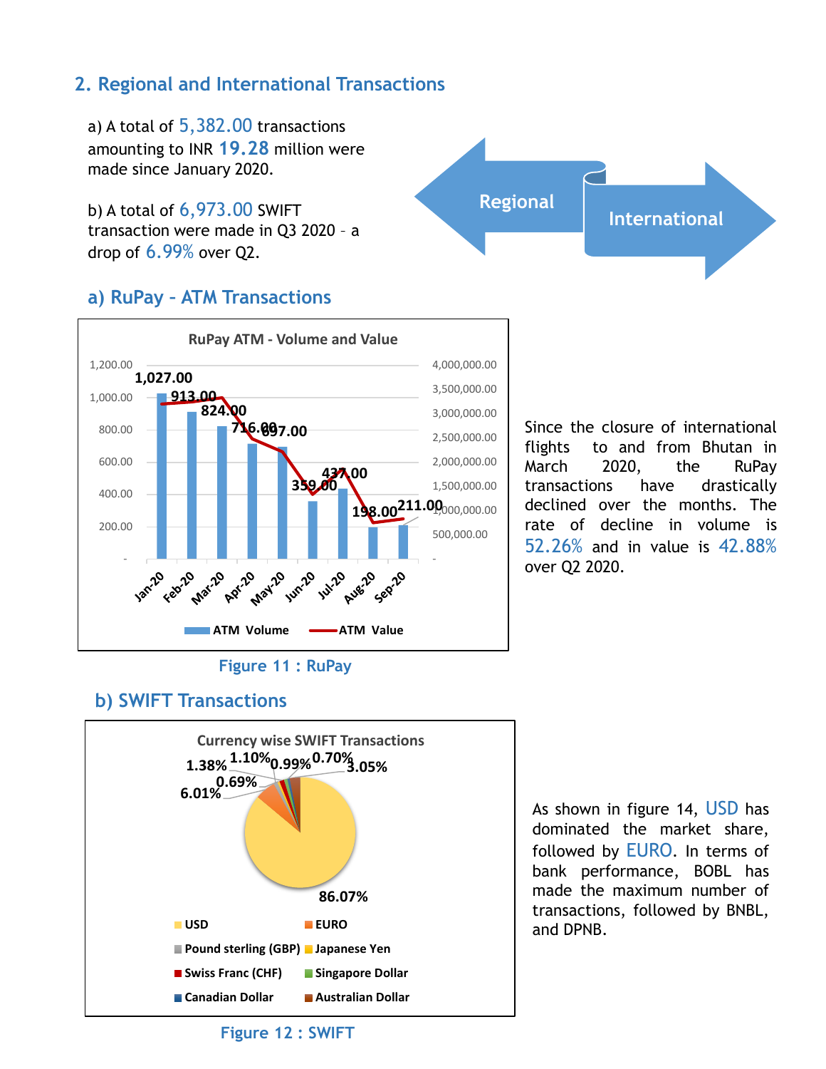## 2. Regional and International Transactions

a) A total of 5,382.00 transactions amounting to INR 19.28 million were made since January 2020.

b) A total of 6,973.00 SWIFT transaction were made in Q3 2020 – a drop of 6.99% over Q2.

Regional

International

### a) RuPay - ATM Transactions

RuPay ATM - Volume and Value

| Month | ATM Volume |
|---|---|
| Jan-20 | 1,027.00 |
| Feb-20 | 913.00 |
| Mar-20 | 824.00 |
| Apr-20 | 716.00 |
| May-20 | 697.00 |
| Jun-20 | 359.00 |
| Jul-20 | 437.00 |
| Aug-20 | 198.00 |
| Sep-20 | 211.00 |

Figure 11 : RuPay

Since the closure of international flights to and from Bhutan in March 2020, the RuPay transactions have drastically declined over the months. The rate of decline in volume is 52.26% and in value is 42.88% over Q2 2020.

### b) SWIFT Transactions

Currency wise SWIFT Transactions

| Currency | Share |
|---|---|
| USD | 86.07% |
| EURO | 6.01% |
| Pound sterling (GBP) | 0.69% |
| Japanese Yen | 1.38% |
| Swiss Franc (CHF) | 1.10% |
| Singapore Dollar | 0.99% |
| Canadian Dollar | 0.70% |
| Australian Dollar | 3.05% |

Figure 12 : SWIFT

As shown in figure 14, USD has dominated the market share, followed by EURO. In terms of bank performance, BOBL has made the maximum number of transactions, followed by BNBL, and DPNB.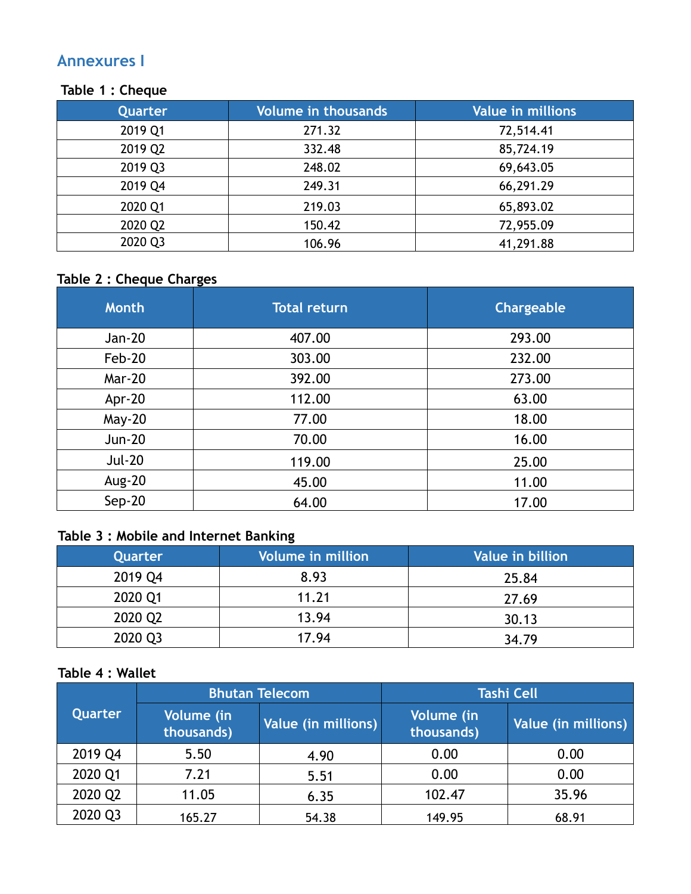# Annexures I

**Table 1 : Cheque**

| Quarter | Volume in thousands | Value in millions |
|---|---|---|
| 2019 Q1 | 271.32 | 72,514.41 |
| 2019 Q2 | 332.48 | 85,724.19 |
| 2019 Q3 | 248.02 | 69,643.05 |
| 2019 Q4 | 249.31 | 66,291.29 |
| 2020 Q1 | 219.03 | 65,893.02 |
| 2020 Q2 | 150.42 | 72,955.09 |
| 2020 Q3 | 106.96 | 41,291.88 |

**Table 2 : Cheque Charges**

| Month | Total return | Chargeable |
|---|---|---|
| Jan-20 | 407.00 | 293.00 |
| Feb-20 | 303.00 | 232.00 |
| Mar-20 | 392.00 | 273.00 |
| Apr-20 | 112.00 | 63.00 |
| May-20 | 77.00 | 18.00 |
| Jun-20 | 70.00 | 16.00 |
| Jul-20 | 119.00 | 25.00 |
| Aug-20 | 45.00 | 11.00 |
| Sep-20 | 64.00 | 17.00 |

**Table 3 : Mobile and Internet Banking**

| Quarter | Volume in million | Value in billion |
|---|---|---|
| 2019 Q4 | 8.93 | 25.84 |
| 2020 Q1 | 11.21 | 27.69 |
| 2020 Q2 | 13.94 | 30.13 |
| 2020 Q3 | 17.94 | 34.79 |

**Table 4 : Wallet**

| Quarter | Bhutan Telecom | | Tashi Cell | |
|---|---|---|---|---|
| | Volume (in thousands) | Value (in millions) | Volume (in thousands) | Value (in millions) |
| 2019 Q4 | 5.50 | 4.90 | 0.00 | 0.00 |
| 2020 Q1 | 7.21 | 5.51 | 0.00 | 0.00 |
| 2020 Q2 | 11.05 | 6.35 | 102.47 | 35.96 |
| 2020 Q3 | 165.27 | 54.38 | 149.95 | 68.91 |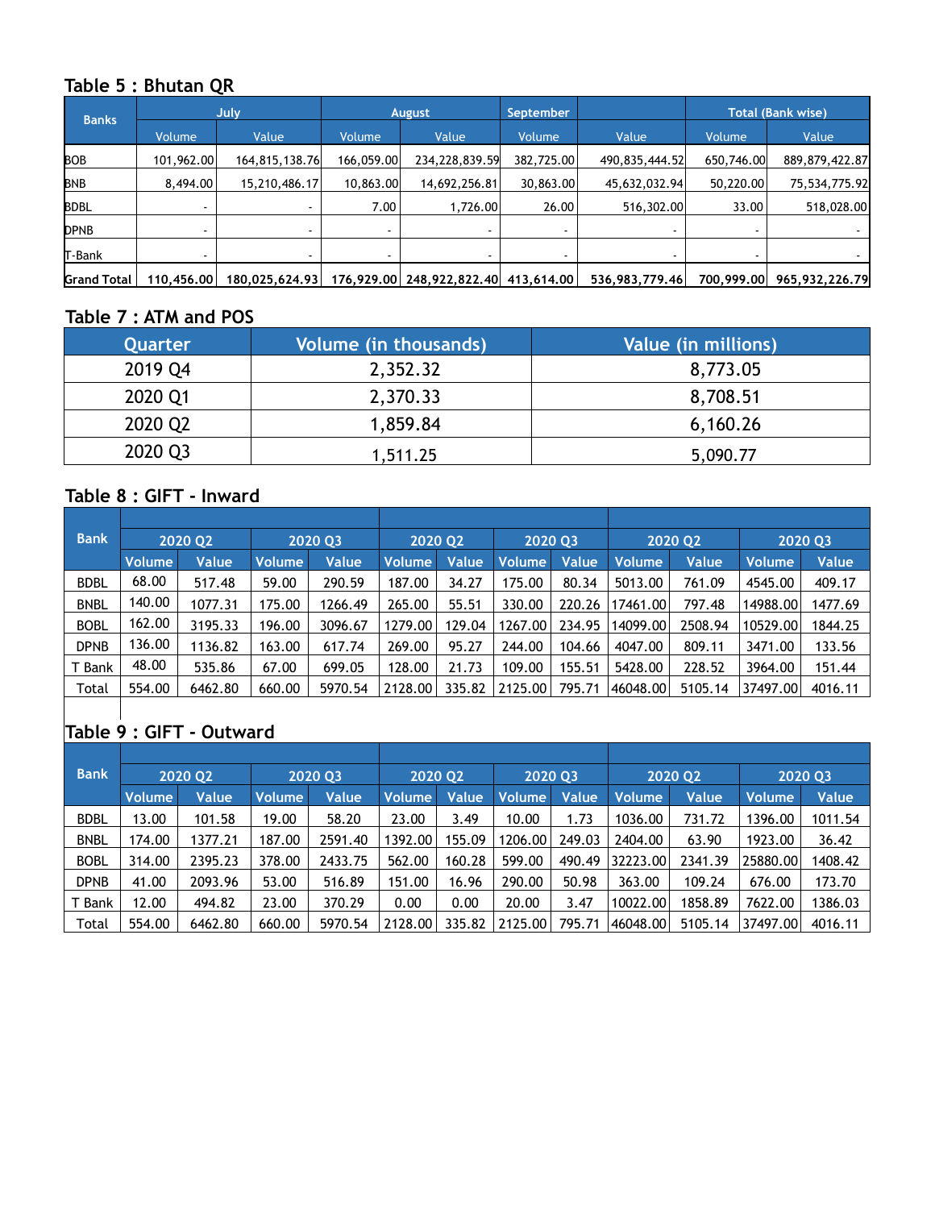## Table 5 : Bhutan QR

| Banks | July | | August | | September | | Total (Bank wise) | |
|---|---|---|---|---|---|---|---|---|
| | Volume | Value | Volume | Value | Volume | Value | Volume | Value |
| BOB | 101,962.00 | 164,815,138.76 | 166,059.00 | 234,228,839.59 | 382,725.00 | 490,835,444.52 | 650,746.00 | 889,879,422.87 |
| BNB | 8,494.00 | 15,210,486.17 | 10,863.00 | 14,692,256.81 | 30,863.00 | 45,632,032.94 | 50,220.00 | 75,534,775.92 |
| BDBL | - | - | 7.00 | 1,726.00 | 26.00 | 516,302.00 | 33.00 | 518,028.00 |
| DPNB | - | - | - | - | - | - | - | - |
| T-Bank | - | - | - | - | - | - | - | - |
| **Grand Total** | **110,456.00** | **180,025,624.93** | **176,929.00** | **248,922,822.40** | **413,614.00** | **536,983,779.46** | **700,999.00** | **965,932,226.79** |

## Table 7 : ATM and POS

| Quarter | Volume (in thousands) | Value (in millions) |
|---|---|---|
| 2019 Q4 | 2,352.32 | 8,773.05 |
| 2020 Q1 | 2,370.33 | 8,708.51 |
| 2020 Q2 | 1,859.84 | 6,160.26 |
| 2020 Q3 | 1,511.25 | 5,090.77 |

## Table 8 : GIFT - Inward

| Bank | 2020 Q2 | | 2020 Q3 | | 2020 Q2 | | 2020 Q3 | | 2020 Q2 | | 2020 Q3 | |
|---|---|---|---|---|---|---|---|---|---|---|---|---|
| | Volume | Value | Volume | Value | Volume | Value | Volume | Value | Volume | Value | Volume | Value |
| BDBL | 68.00 | 517.48 | 59.00 | 290.59 | 187.00 | 34.27 | 175.00 | 80.34 | 5013.00 | 761.09 | 4545.00 | 409.17 |
| BNBL | 140.00 | 1077.31 | 175.00 | 1266.49 | 265.00 | 55.51 | 330.00 | 220.26 | 17461.00 | 797.48 | 14988.00 | 1477.69 |
| BOBL | 162.00 | 3195.33 | 196.00 | 3096.67 | 1279.00 | 129.04 | 1267.00 | 234.95 | 14099.00 | 2508.94 | 10529.00 | 1844.25 |
| DPNB | 136.00 | 1136.82 | 163.00 | 617.74 | 269.00 | 95.27 | 244.00 | 104.66 | 4047.00 | 809.11 | 3471.00 | 133.56 |
| T Bank | 48.00 | 535.86 | 67.00 | 699.05 | 128.00 | 21.73 | 109.00 | 155.51 | 5428.00 | 228.52 | 3964.00 | 151.44 |
| Total | 554.00 | 6462.80 | 660.00 | 5970.54 | 2128.00 | 335.82 | 2125.00 | 795.71 | 46048.00 | 5105.14 | 37497.00 | 4016.11 |

## Table 9 : GIFT - Outward

| Bank | 2020 Q2 | | 2020 Q3 | | 2020 Q2 | | 2020 Q3 | | 2020 Q2 | | 2020 Q3 | |
|---|---|---|---|---|---|---|---|---|---|---|---|---|
| | Volume | Value | Volume | Value | Volume | Value | Volume | Value | Volume | Value | Volume | Value |
| BDBL | 13.00 | 101.58 | 19.00 | 58.20 | 23.00 | 3.49 | 10.00 | 1.73 | 1036.00 | 731.72 | 1396.00 | 1011.54 |
| BNBL | 174.00 | 1377.21 | 187.00 | 2591.40 | 1392.00 | 155.09 | 1206.00 | 249.03 | 2404.00 | 63.90 | 1923.00 | 36.42 |
| BOBL | 314.00 | 2395.23 | 378.00 | 2433.75 | 562.00 | 160.28 | 599.00 | 490.49 | 32223.00 | 2341.39 | 25880.00 | 1408.42 |
| DPNB | 41.00 | 2093.96 | 53.00 | 516.89 | 151.00 | 16.96 | 290.00 | 50.98 | 363.00 | 109.24 | 676.00 | 173.70 |
| T Bank | 12.00 | 494.82 | 23.00 | 370.29 | 0.00 | 0.00 | 20.00 | 3.47 | 10022.00 | 1858.89 | 7622.00 | 1386.03 |
| Total | 554.00 | 6462.80 | 660.00 | 5970.54 | 2128.00 | 335.82 | 2125.00 | 795.71 | 46048.00 | 5105.14 | 37497.00 | 4016.11 |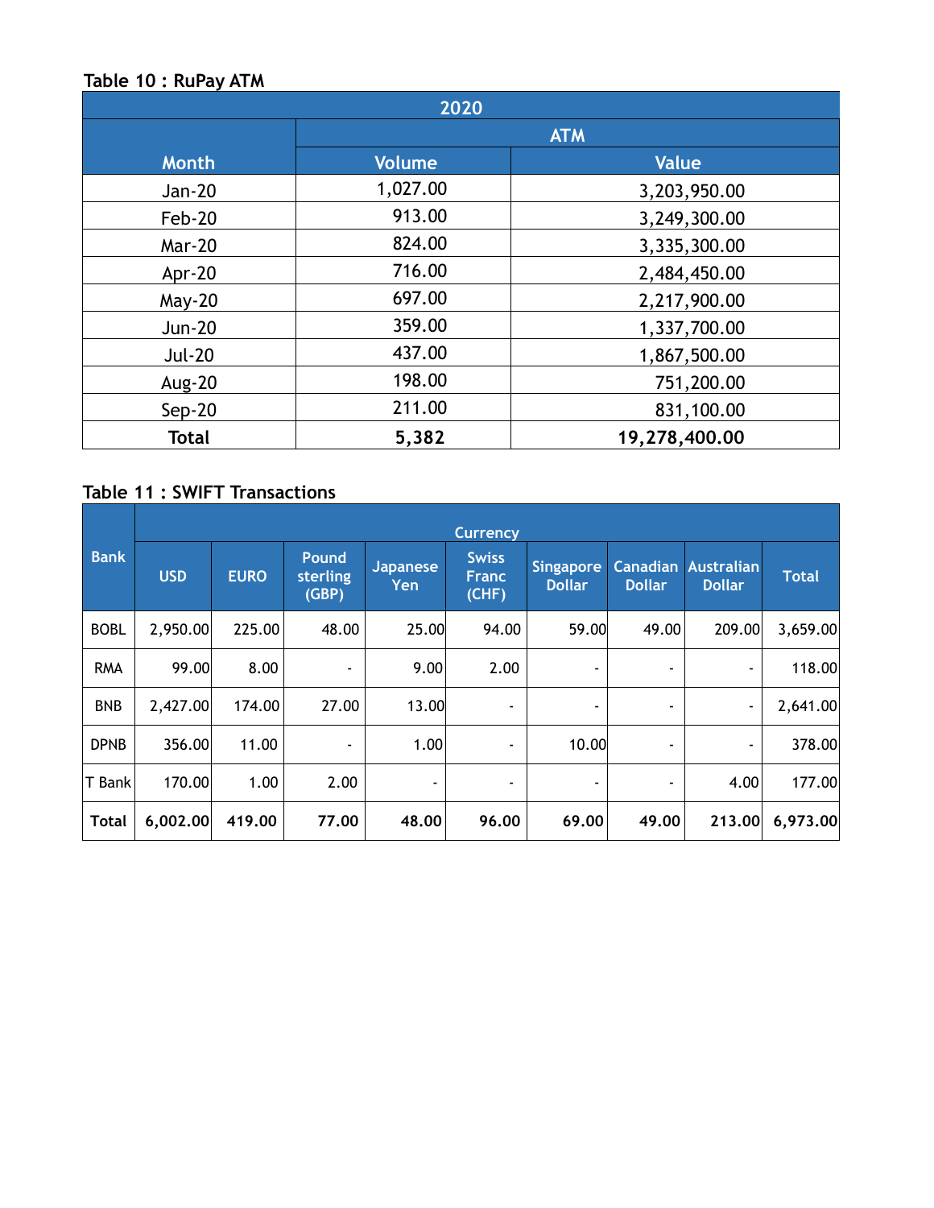**Table 10 : RuPay ATM**

| 2020 | | |
|---|---|---|
| | ATM | |
| Month | Volume | Value |
| Jan-20 | 1,027.00 | 3,203,950.00 |
| Feb-20 | 913.00 | 3,249,300.00 |
| Mar-20 | 824.00 | 3,335,300.00 |
| Apr-20 | 716.00 | 2,484,450.00 |
| May-20 | 697.00 | 2,217,900.00 |
| Jun-20 | 359.00 | 1,337,700.00 |
| Jul-20 | 437.00 | 1,867,500.00 |
| Aug-20 | 198.00 | 751,200.00 |
| Sep-20 | 211.00 | 831,100.00 |
| **Total** | **5,382** | **19,278,400.00** |

**Table 11 : SWIFT Transactions**

| Bank | Currency | | | | | | | | |
|---|---|---|---|---|---|---|---|---|---|
| | USD | EURO | Pound sterling (GBP) | Japanese Yen | Swiss Franc (CHF) | Singapore Dollar | Canadian Dollar | Australian Dollar | Total |
| BOBL | 2,950.00 | 225.00 | 48.00 | 25.00 | 94.00 | 59.00 | 49.00 | 209.00 | 3,659.00 |
| RMA | 99.00 | 8.00 | - | 9.00 | 2.00 | - | - | - | 118.00 |
| BNB | 2,427.00 | 174.00 | 27.00 | 13.00 | - | - | - | - | 2,641.00 |
| DPNB | 356.00 | 11.00 | - | 1.00 | - | 10.00 | - | - | 378.00 |
| T Bank | 170.00 | 1.00 | 2.00 | - | - | - | - | 4.00 | 177.00 |
| **Total** | **6,002.00** | **419.00** | **77.00** | **48.00** | **96.00** | **69.00** | **49.00** | **213.00** | **6,973.00** |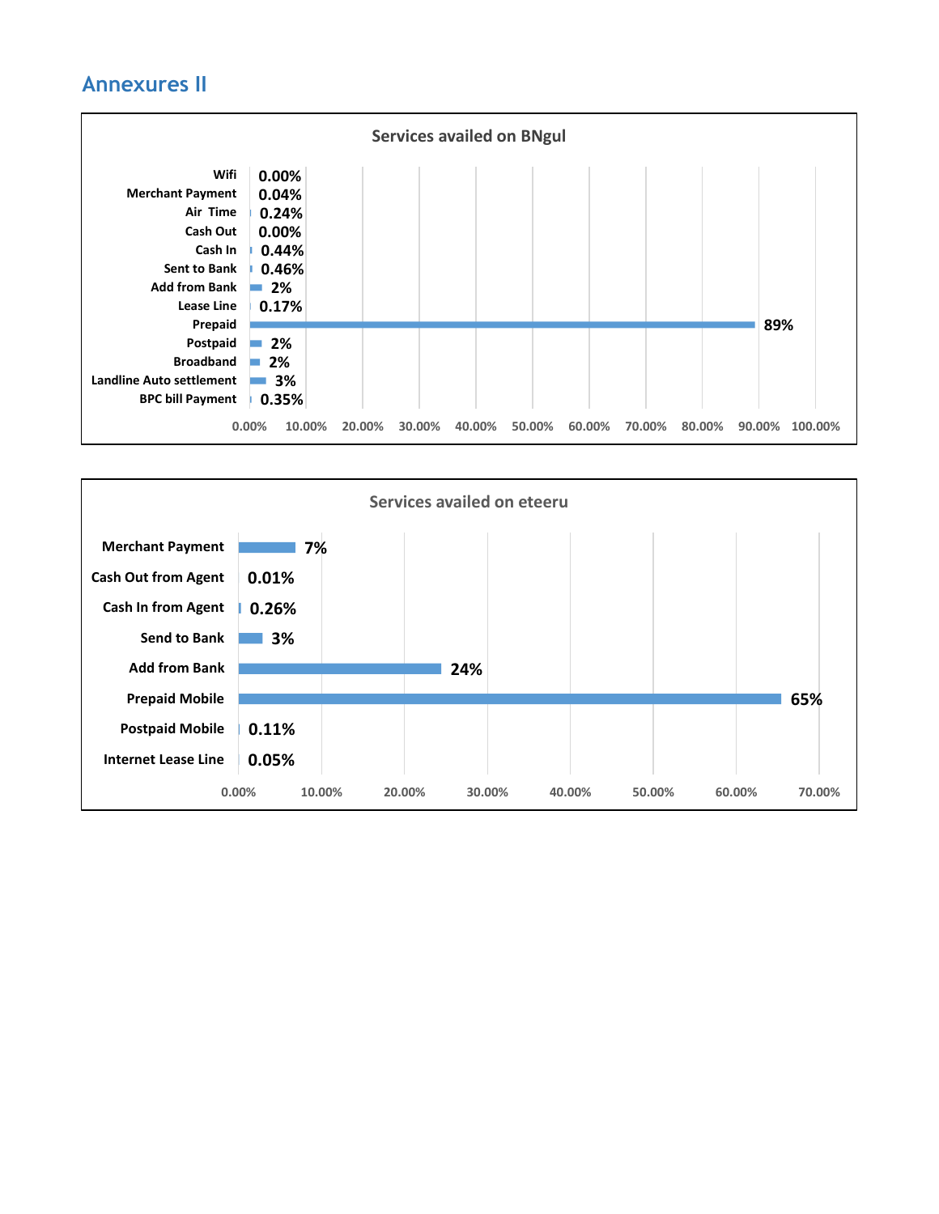## Annexures II

Services availed on BNgul

Wifi 0.00%
Merchant Payment 0.04%
Air Time 0.24%
Cash Out 0.00%
Cash In 0.44%
Sent to Bank 0.46%
Add from Bank 2%
Lease Line 0.17%
Prepaid 89%
Postpaid 2%
Broadband 2%
Landline Auto settlement 3%
BPC bill Payment 0.35%

0.00% 10.00% 20.00% 30.00% 40.00% 50.00% 60.00% 70.00% 80.00% 90.00% 100.00%

Services availed on eteeru

Merchant Payment 7%
Cash Out from Agent 0.01%
Cash In from Agent 0.26%
Send to Bank 3%
Add from Bank 24%
Prepaid Mobile 65%
Postpaid Mobile 0.11%
Internet Lease Line 0.05%

0.00% 10.00% 20.00% 30.00% 40.00% 50.00% 60.00% 70.00%